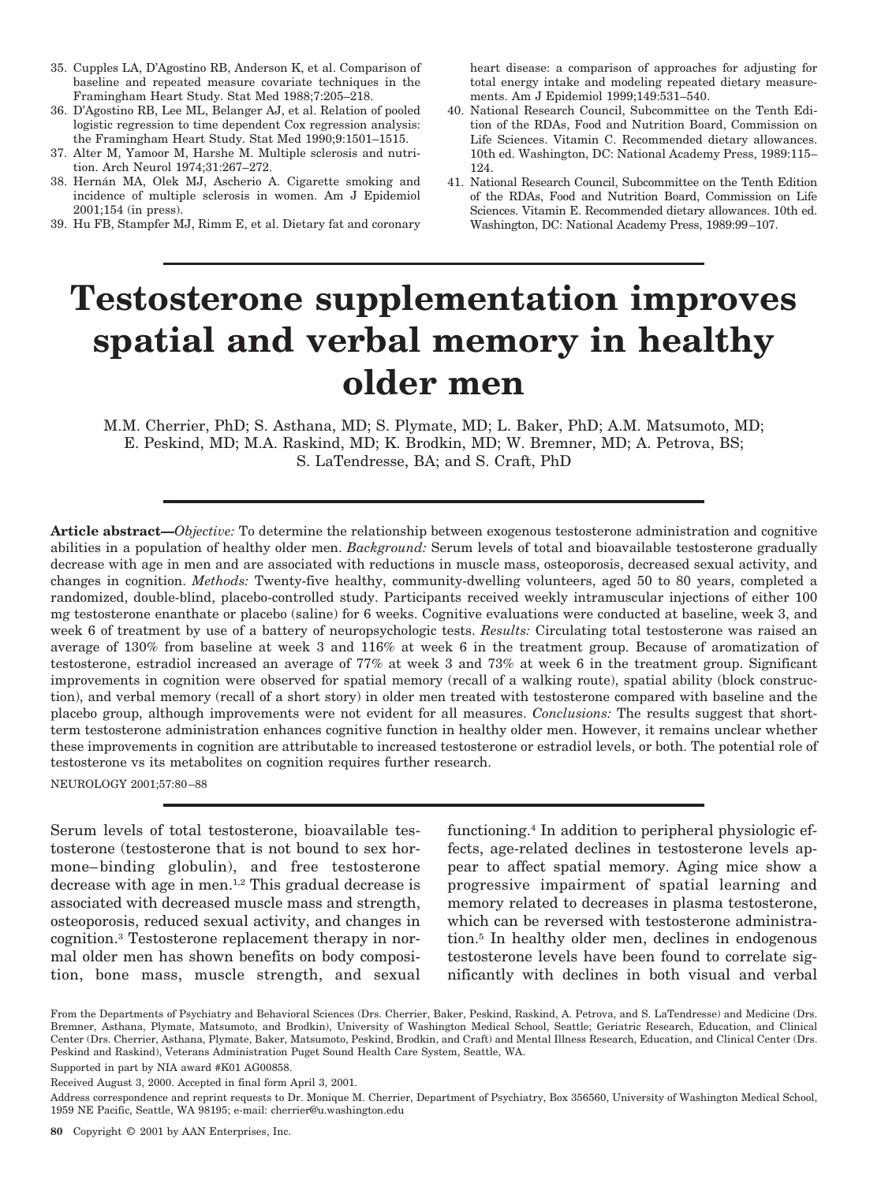35. Cupples LA, D'Agostino RB, Anderson K, et al. Comparison of baseline and repeated measure covariate techniques in the Framingham Heart Study. Stat Med 1988;7:205–218.
36. D'Agostino RB, Lee ML, Belanger AJ, et al. Relation of pooled logistic regression to time dependent Cox regression analysis: the Framingham Heart Study. Stat Med 1990;9:1501–1515.
37. Alter M, Yamoor M, Harshe M. Multiple sclerosis and nutrition. Arch Neurol 1974;31:267–272.
38. Hernán MA, Olek MJ, Ascherio A. Cigarette smoking and incidence of multiple sclerosis in women. Am J Epidemiol 2001;154 (in press).
39. Hu FB, Stampfer MJ, Rimm E, et al. Dietary fat and coronary heart disease: a comparison of approaches for adjusting for total energy intake and modeling repeated dietary measurements. Am J Epidemiol 1999;149:531–540.
40. National Research Council, Subcommittee on the Tenth Edition of the RDAs, Food and Nutrition Board, Commission on Life Sciences. Vitamin C. Recommended dietary allowances. 10th ed. Washington, DC: National Academy Press, 1989:115–124.
41. National Research Council, Subcommittee on the Tenth Edition of the RDAs, Food and Nutrition Board, Commission on Life Sciences. Vitamin E. Recommended dietary allowances. 10th ed. Washington, DC: National Academy Press, 1989:99–107.

# Testosterone supplementation improves spatial and verbal memory in healthy older men

M.M. Cherrier, PhD; S. Asthana, MD; S. Plymate, MD; L. Baker, PhD; A.M. Matsumoto, MD; E. Peskind, MD; M.A. Raskind, MD; K. Brodkin, MD; W. Bremner, MD; A. Petrova, BS; S. LaTendresse, BA; and S. Craft, PhD

**Article abstract**—*Objective:* To determine the relationship between exogenous testosterone administration and cognitive abilities in a population of healthy older men. *Background:* Serum levels of total and bioavailable testosterone gradually decrease with age in men and are associated with reductions in muscle mass, osteoporosis, decreased sexual activity, and changes in cognition. *Methods:* Twenty-five healthy, community-dwelling volunteers, aged 50 to 80 years, completed a randomized, double-blind, placebo-controlled study. Participants received weekly intramuscular injections of either 100 mg testosterone enanthate or placebo (saline) for 6 weeks. Cognitive evaluations were conducted at baseline, week 3, and week 6 of treatment by use of a battery of neuropsychologic tests. *Results:* Circulating total testosterone was raised an average of 130% from baseline at week 3 and 116% at week 6 in the treatment group. Because of aromatization of testosterone, estradiol increased an average of 77% at week 3 and 73% at week 6 in the treatment group. Significant improvements in cognition were observed for spatial memory (recall of a walking route), spatial ability (block construction), and verbal memory (recall of a short story) in older men treated with testosterone compared with baseline and the placebo group, although improvements were not evident for all measures. *Conclusions:* The results suggest that short-term testosterone administration enhances cognitive function in healthy older men. However, it remains unclear whether these improvements in cognition are attributable to increased testosterone or estradiol levels, or both. The potential role of testosterone vs its metabolites on cognition requires further research.

NEUROLOGY 2001;57:80–88

Serum levels of total testosterone, bioavailable testosterone (testosterone that is not bound to sex hormone–binding globulin), and free testosterone decrease with age in men.[1,2] This gradual decrease is associated with decreased muscle mass and strength, osteoporosis, reduced sexual activity, and changes in cognition.[3] Testosterone replacement therapy in normal older men has shown benefits on body composition, bone mass, muscle strength, and sexual functioning.[4] In addition to peripheral physiologic effects, age-related declines in testosterone levels appear to affect spatial memory. Aging mice show a progressive impairment of spatial learning and memory related to decreases in plasma testosterone, which can be reversed with testosterone administration.[5] In healthy older men, declines in endogenous testosterone levels have been found to correlate significantly with declines in both visual and verbal

From the Departments of Psychiatry and Behavioral Sciences (Drs. Cherrier, Baker, Peskind, Raskind, A. Petrova, and S. LaTendresse) and Medicine (Drs. Bremner, Asthana, Plymate, Matsumoto, and Brodkin), University of Washington Medical School, Seattle; Geriatric Research, Education, and Clinical Center (Drs. Cherrier, Asthana, Plymate, Baker, Matsumoto, Peskind, Brodkin, and Craft) and Mental Illness Research, Education, and Clinical Center (Drs. Peskind and Raskind), Veterans Administration Puget Sound Health Care System, Seattle, WA.

Supported in part by NIA award #K01 AG00858.

Received August 3, 2000. Accepted in final form April 3, 2001.

Address correspondence and reprint requests to Dr. Monique M. Cherrier, Department of Psychiatry, Box 356560, University of Washington Medical School, 1959 NE Pacific, Seattle, WA 98195; e-mail: cherrier@u.washington.edu

Copyright © 2001 by AAN Enterprises, Inc.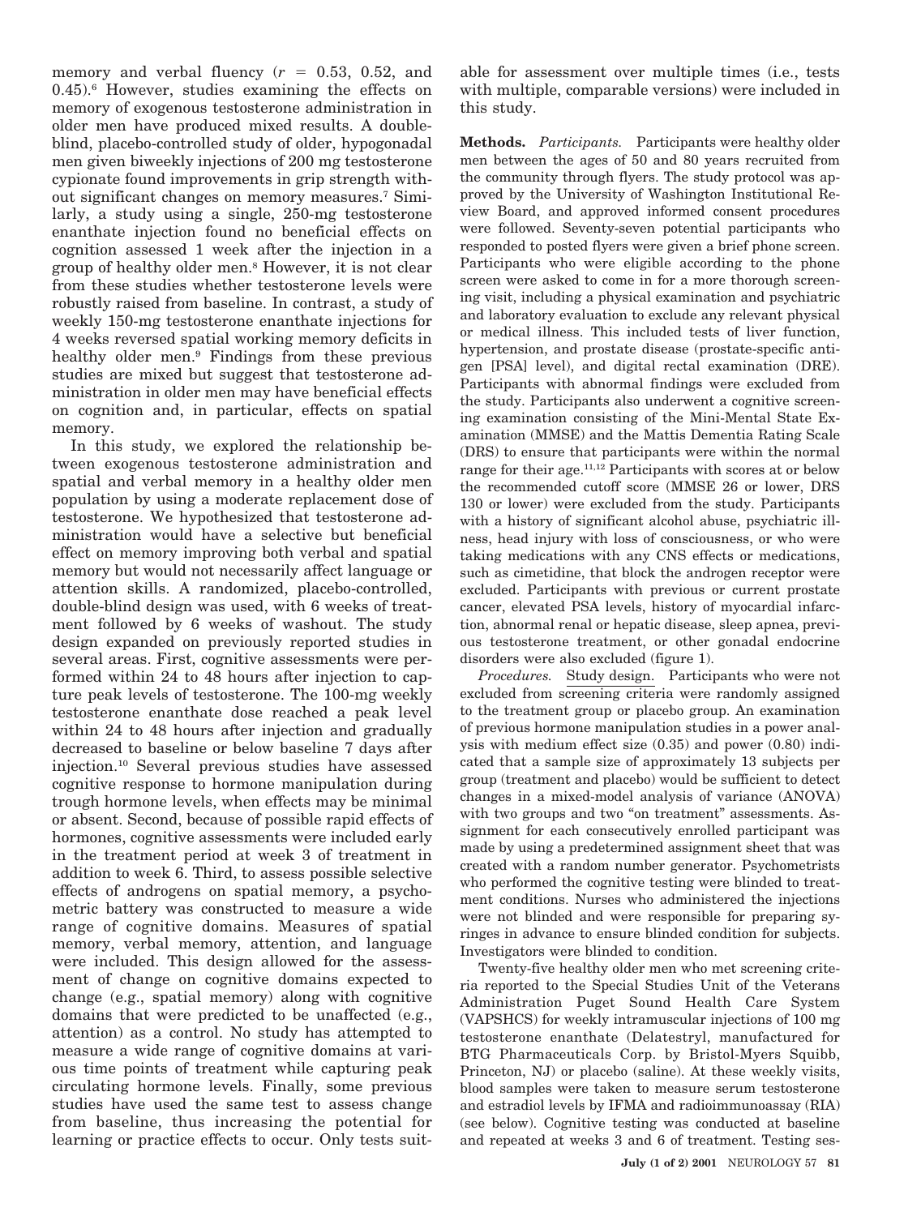memory and verbal fluency ($r$ = 0.53, 0.52, and 0.45).[6] However, studies examining the effects on memory of exogenous testosterone administration in older men have produced mixed results. A double-blind, placebo-controlled study of older, hypogonadal men given biweekly injections of 200 mg testosterone cypionate found improvements in grip strength without significant changes on memory measures.[7] Similarly, a study using a single, 250-mg testosterone enanthate injection found no beneficial effects on cognition assessed 1 week after the injection in a group of healthy older men.[8] However, it is not clear from these studies whether testosterone levels were robustly raised from baseline. In contrast, a study of weekly 150-mg testosterone enanthate injections for 4 weeks reversed spatial working memory deficits in healthy older men.[9] Findings from these previous studies are mixed but suggest that testosterone administration in older men may have beneficial effects on cognition and, in particular, effects on spatial memory.

In this study, we explored the relationship between exogenous testosterone administration and spatial and verbal memory in a healthy older men population by using a moderate replacement dose of testosterone. We hypothesized that testosterone administration would have a selective but beneficial effect on memory improving both verbal and spatial memory but would not necessarily affect language or attention skills. A randomized, placebo-controlled, double-blind design was used, with 6 weeks of treatment followed by 6 weeks of washout. The study design expanded on previously reported studies in several areas. First, cognitive assessments were performed within 24 to 48 hours after injection to capture peak levels of testosterone. The 100-mg weekly testosterone enanthate dose reached a peak level within 24 to 48 hours after injection and gradually decreased to baseline or below baseline 7 days after injection.[10] Several previous studies have assessed cognitive response to hormone manipulation during trough hormone levels, when effects may be minimal or absent. Second, because of possible rapid effects of hormones, cognitive assessments were included early in the treatment period at week 3 of treatment in addition to week 6. Third, to assess possible selective effects of androgens on spatial memory, a psychometric battery was constructed to measure a wide range of cognitive domains. Measures of spatial memory, verbal memory, attention, and language were included. This design allowed for the assessment of change on cognitive domains expected to change (e.g., spatial memory) along with cognitive domains that were predicted to be unaffected (e.g., attention) as a control. No study has attempted to measure a wide range of cognitive domains at various time points of treatment while capturing peak circulating hormone levels. Finally, some previous studies have used the same test to assess change from baseline, thus increasing the potential for learning or practice effects to occur. Only tests suitable for assessment over multiple times (i.e., tests with multiple, comparable versions) were included in this study.

**Methods.** *Participants.* Participants were healthy older men between the ages of 50 and 80 years recruited from the community through flyers. The study protocol was approved by the University of Washington Institutional Review Board, and approved informed consent procedures were followed. Seventy-seven potential participants who responded to posted flyers were given a brief phone screen. Participants who were eligible according to the phone screen were asked to come in for a more thorough screening visit, including a physical examination and psychiatric and laboratory evaluation to exclude any relevant physical or medical illness. This included tests of liver function, hypertension, and prostate disease (prostate-specific antigen [PSA] level), and digital rectal examination (DRE). Participants with abnormal findings were excluded from the study. Participants also underwent a cognitive screening examination consisting of the Mini-Mental State Examination (MMSE) and the Mattis Dementia Rating Scale (DRS) to ensure that participants were within the normal range for their age.[11,12] Participants with scores at or below the recommended cutoff score (MMSE 26 or lower, DRS 130 or lower) were excluded from the study. Participants with a history of significant alcohol abuse, psychiatric illness, head injury with loss of consciousness, or who were taking medications with any CNS effects or medications, such as cimetidine, that block the androgen receptor were excluded. Participants with previous or current prostate cancer, elevated PSA levels, history of myocardial infarction, abnormal renal or hepatic disease, sleep apnea, previous testosterone treatment, or other gonadal endocrine disorders were also excluded (figure 1).

*Procedures.* Study design. Participants who were not excluded from screening criteria were randomly assigned to the treatment group or placebo group. An examination of previous hormone manipulation studies in a power analysis with medium effect size (0.35) and power (0.80) indicated that a sample size of approximately 13 subjects per group (treatment and placebo) would be sufficient to detect changes in a mixed-model analysis of variance (ANOVA) with two groups and two "on treatment" assessments. Assignment for each consecutively enrolled participant was made by using a predetermined assignment sheet that was created with a random number generator. Psychometrists who performed the cognitive testing were blinded to treatment conditions. Nurses who administered the injections were not blinded and were responsible for preparing syringes in advance to ensure blinded condition for subjects. Investigators were blinded to condition.

Twenty-five healthy older men who met screening criteria reported to the Special Studies Unit of the Veterans Administration Puget Sound Health Care System (VAPSHCS) for weekly intramuscular injections of 100 mg testosterone enanthate (Delatestryl, manufactured for BTG Pharmaceuticals Corp. by Bristol-Myers Squibb, Princeton, NJ) or placebo (saline). At these weekly visits, blood samples were taken to measure serum testosterone and estradiol levels by IFMA and radioimmunoassay (RIA) (see below). Cognitive testing was conducted at baseline and repeated at weeks 3 and 6 of treatment. Testing ses-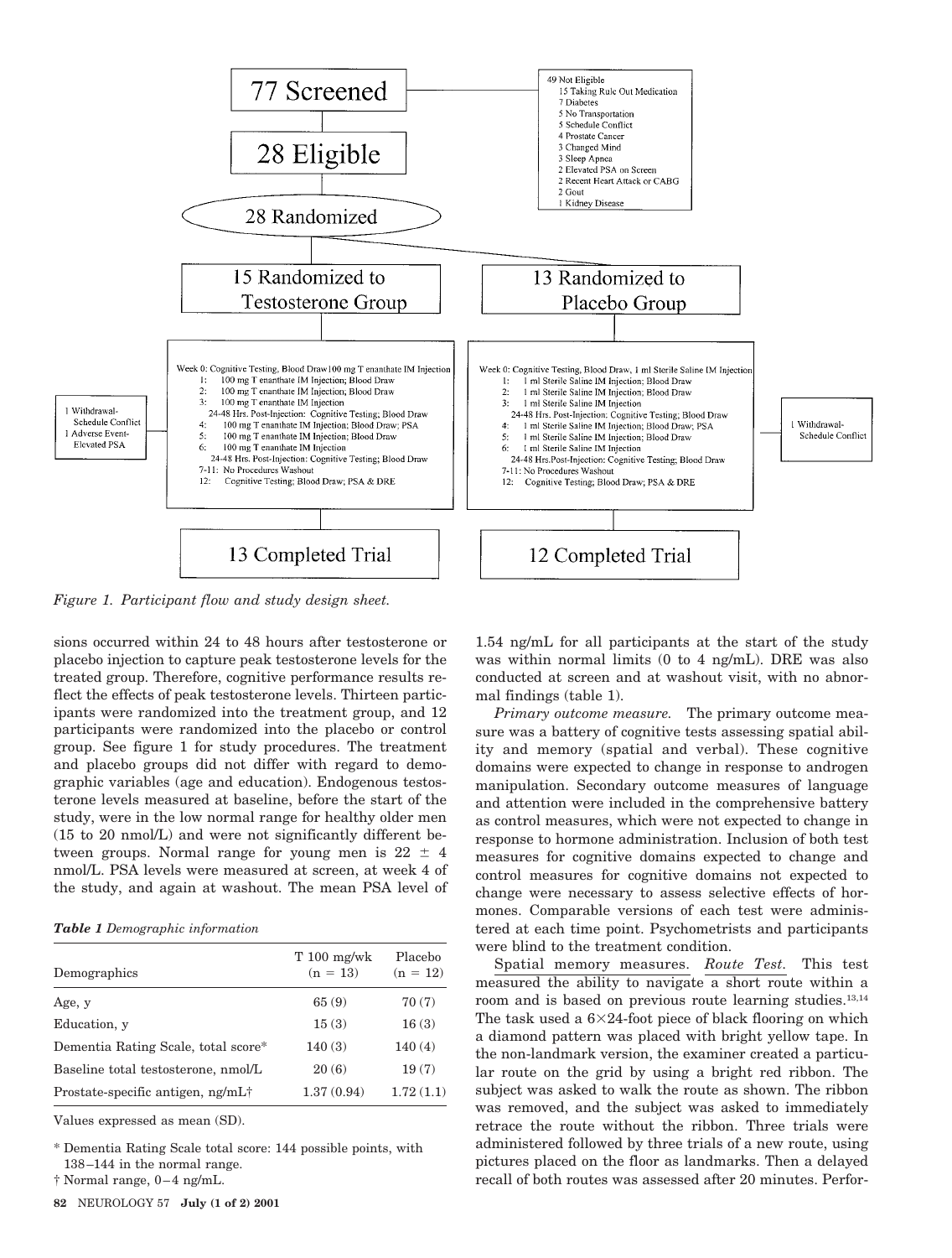77 Screened

49 Not Eligible
- 15 Taking Rule Out Medication
- 7 Diabetes
- 5 No Transportation
- 5 Schedule Conflict
- 4 Prostate Cancer
- 3 Changed Mind
- 3 Sleep Apnea
- 2 Elevated PSA on Screen
- 2 Recent Heart Attack or CABG
- 2 Gout
- 1 Kidney Disease

28 Eligible

28 Randomized

15 Randomized to Testosterone Group

Week 0: Cognitive Testing, Blood Draw 100 mg T enanthate IM Injection
1: 100 mg T enanthate IM Injection; Blood Draw
2: 100 mg T enanthate IM Injection; Blood Draw
3: 100 mg T enanthate IM Injection
24-48 Hrs. Post-Injection: Cognitive Testing; Blood Draw
4: 100 mg T enanthate IM Injection; Blood Draw; PSA
5: 100 mg T enanthate IM Injection; Blood Draw
6: 100 mg T enanthate IM Injection
24-48 Hrs. Post-Injection: Cognitive Testing; Blood Draw
7-11: No Procedures Washout
12: Cognitive Testing; Blood Draw; PSA & DRE

1 Withdrawal-Schedule Conflict
1 Adverse Event-Elevated PSA

13 Completed Trial

13 Randomized to Placebo Group

Week 0: Cognitive Testing, Blood Draw, 1 ml Sterile Saline IM Injection
1: 1 ml Sterile Saline IM Injection; Blood Draw
2: 1 ml Sterile Saline IM Injection; Blood Draw
3: 1 ml Sterile Saline IM Injection
24-48 Hrs. Post-Injection: Cognitive Testing; Blood Draw
4: 1 ml Sterile Saline IM Injection; Blood Draw; PSA
5: 1 ml Sterile Saline IM Injection; Blood Draw
6: 1 ml Sterile Saline IM Injection
24-48 Hrs. Post-Injection: Cognitive Testing; Blood Draw
7-11: No Procedures Washout
12: Cognitive Testing; Blood Draw; PSA & DRE

1 Withdrawal-Schedule Conflict

12 Completed Trial

*Figure 1. Participant flow and study design sheet.*

sions occurred within 24 to 48 hours after testosterone or placebo injection to capture peak testosterone levels for the treated group. Therefore, cognitive performance results reflect the effects of peak testosterone levels. Thirteen participants were randomized into the treatment group, and 12 participants were randomized into the placebo or control group. See figure 1 for study procedures. The treatment and placebo groups did not differ with regard to demographic variables (age and education). Endogenous testosterone levels measured at baseline, before the start of the study, were in the low normal range for healthy older men (15 to 20 nmol/L) and were not significantly different between groups. Normal range for young men is 22 ± 4 nmol/L. PSA levels were measured at screen, at week 4 of the study, and again at washout. The mean PSA level of 1.54 ng/mL for all participants at the start of the study was within normal limits (0 to 4 ng/mL). DRE was also conducted at screen and at washout visit, with no abnormal findings (table 1).

***Table 1*** *Demographic information*

| Demographics | T 100 mg/wk (n = 13) | Placebo (n = 12) |
|---|---|---|
| Age, y | 65 (9) | 70 (7) |
| Education, y | 15 (3) | 16 (3) |
| Dementia Rating Scale, total score* | 140 (3) | 140 (4) |
| Baseline total testosterone, nmol/L | 20 (6) | 19 (7) |
| Prostate-specific antigen, ng/mL† | 1.37 (0.94) | 1.72 (1.1) |

Values expressed as mean (SD).

\* Dementia Rating Scale total score: 144 possible points, with 138–144 in the normal range.

† Normal range, 0–4 ng/mL.

*Primary outcome measure.* The primary outcome measure was a battery of cognitive tests assessing spatial ability and memory (spatial and verbal). These cognitive domains were expected to change in response to androgen manipulation. Secondary outcome measures of language and attention were included in the comprehensive battery as control measures, which were not expected to change in response to hormone administration. Inclusion of both test measures for cognitive domains expected to change and control measures for cognitive domains not expected to change were necessary to assess selective effects of hormones. Comparable versions of each test were administered at each time point. Psychometrists and participants were blind to the treatment condition.

Spatial memory measures. *Route Test.* This test measured the ability to navigate a short route within a room and is based on previous route learning studies.[13,14] The task used a 6×24-foot piece of black flooring on which a diamond pattern was placed with bright yellow tape. In the non-landmark version, the examiner created a particular route on the grid by using a bright red ribbon. The subject was asked to walk the route as shown. The ribbon was removed, and the subject was asked to immediately retrace the route without the ribbon. Three trials were administered followed by three trials of a new route, using pictures placed on the floor as landmarks. Then a delayed recall of both routes was assessed after 20 minutes. Perfor-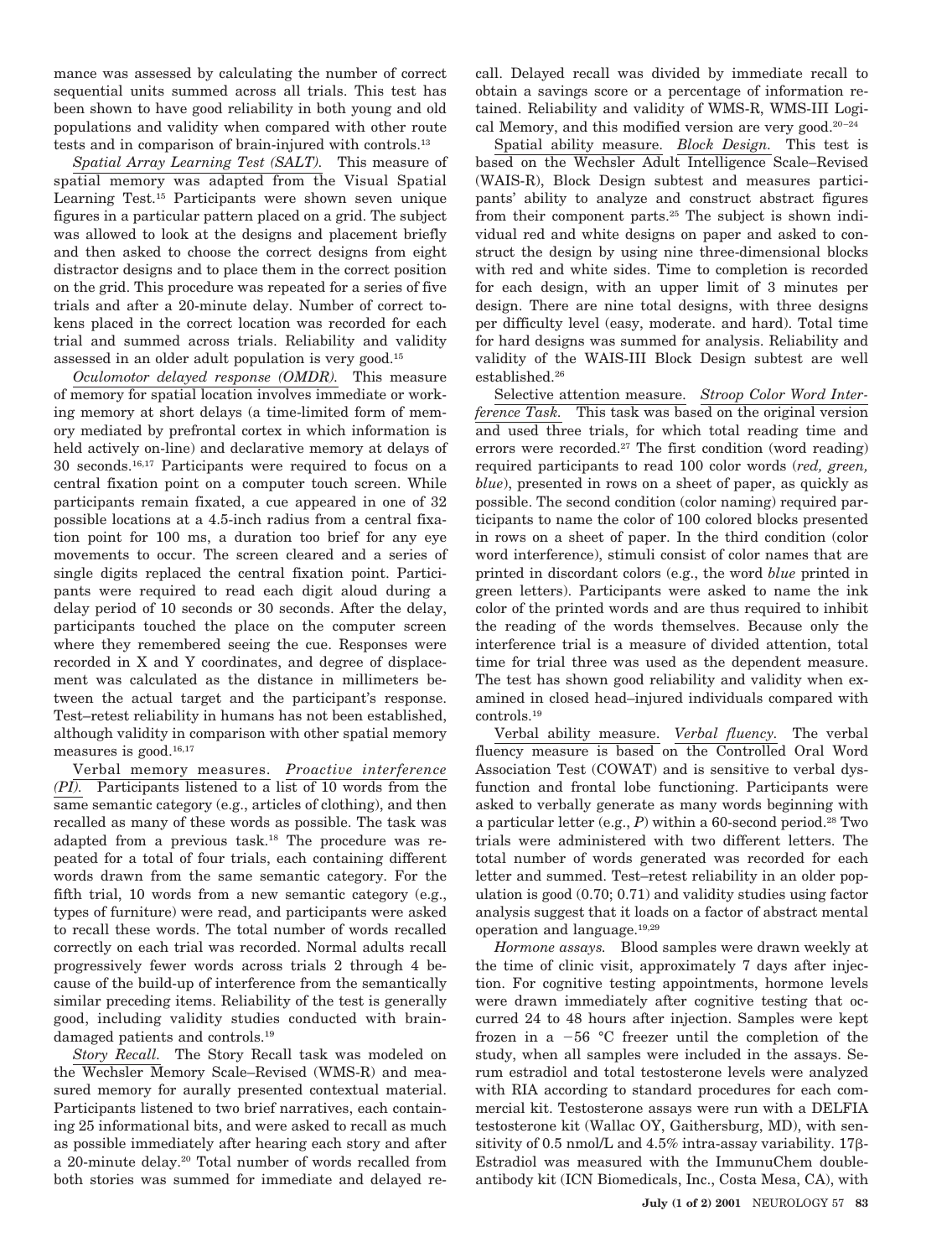mance was assessed by calculating the number of correct sequential units summed across all trials. This test has been shown to have good reliability in both young and old populations and validity when compared with other route tests and in comparison of brain-injured with controls.[13]

*Spatial Array Learning Test (SALT).* This measure of spatial memory was adapted from the Visual Spatial Learning Test.[15] Participants were shown seven unique figures in a particular pattern placed on a grid. The subject was allowed to look at the designs and placement briefly and then asked to choose the correct designs from eight distractor designs and to place them in the correct position on the grid. This procedure was repeated for a series of five trials and after a 20-minute delay. Number of correct tokens placed in the correct location was recorded for each trial and summed across trials. Reliability and validity assessed in an older adult population is very good.[15]

*Oculomotor delayed response (OMDR).* This measure of memory for spatial location involves immediate or working memory at short delays (a time-limited form of memory mediated by prefrontal cortex in which information is held actively on-line) and declarative memory at delays of 30 seconds.[16,17] Participants were required to focus on a central fixation point on a computer touch screen. While participants remain fixated, a cue appeared in one of 32 possible locations at a 4.5-inch radius from a central fixation point for 100 ms, a duration too brief for any eye movements to occur. The screen cleared and a series of single digits replaced the central fixation point. Participants were required to read each digit aloud during a delay period of 10 seconds or 30 seconds. After the delay, participants touched the place on the computer screen where they remembered seeing the cue. Responses were recorded in X and Y coordinates, and degree of displacement was calculated as the distance in millimeters between the actual target and the participant's response. Test–retest reliability in humans has not been established, although validity in comparison with other spatial memory measures is good.[16,17]

Verbal memory measures. *Proactive interference (PI).* Participants listened to a list of 10 words from the same semantic category (e.g., articles of clothing), and then recalled as many of these words as possible. The task was adapted from a previous task.[18] The procedure was repeated for a total of four trials, each containing different words drawn from the same semantic category. For the fifth trial, 10 words from a new semantic category (e.g., types of furniture) were read, and participants were asked to recall these words. The total number of words recalled correctly on each trial was recorded. Normal adults recall progressively fewer words across trials 2 through 4 because of the build-up of interference from the semantically similar preceding items. Reliability of the test is generally good, including validity studies conducted with brain-damaged patients and controls.[19]

*Story Recall.* The Story Recall task was modeled on the Wechsler Memory Scale–Revised (WMS-R) and measured memory for aurally presented contextual material. Participants listened to two brief narratives, each containing 25 informational bits, and were asked to recall as much as possible immediately after hearing each story and after a 20-minute delay.[20] Total number of words recalled from both stories was summed for immediate and delayed recall. Delayed recall was divided by immediate recall to obtain a savings score or a percentage of information retained. Reliability and validity of WMS-R, WMS-III Logical Memory, and this modified version are very good.[20–24]

Spatial ability measure. *Block Design.* This test is based on the Wechsler Adult Intelligence Scale–Revised (WAIS-R), Block Design subtest and measures participants' ability to analyze and construct abstract figures from their component parts.[25] The subject is shown individual red and white designs on paper and asked to construct the design by using nine three-dimensional blocks with red and white sides. Time to completion is recorded for each design, with an upper limit of 3 minutes per design. There are nine total designs, with three designs per difficulty level (easy, moderate. and hard). Total time for hard designs was summed for analysis. Reliability and validity of the WAIS-III Block Design subtest are well established.[26]

Selective attention measure. *Stroop Color Word Interference Task.* This task was based on the original version and used three trials, for which total reading time and errors were recorded.[27] The first condition (word reading) required participants to read 100 color words (*red, green, blue*), presented in rows on a sheet of paper, as quickly as possible. The second condition (color naming) required participants to name the color of 100 colored blocks presented in rows on a sheet of paper. In the third condition (color word interference), stimuli consist of color names that are printed in discordant colors (e.g., the word *blue* printed in green letters). Participants were asked to name the ink color of the printed words and are thus required to inhibit the reading of the words themselves. Because only the interference trial is a measure of divided attention, total time for trial three was used as the dependent measure. The test has shown good reliability and validity when examined in closed head–injured individuals compared with controls.[19]

Verbal ability measure. *Verbal fluency.* The verbal fluency measure is based on the Controlled Oral Word Association Test (COWAT) and is sensitive to verbal dysfunction and frontal lobe functioning. Participants were asked to verbally generate as many words beginning with a particular letter (e.g., *P*) within a 60-second period.[28] Two trials were administered with two different letters. The total number of words generated was recorded for each letter and summed. Test–retest reliability in an older population is good (0.70; 0.71) and validity studies using factor analysis suggest that it loads on a factor of abstract mental operation and language.[19,29]

*Hormone assays.* Blood samples were drawn weekly at the time of clinic visit, approximately 7 days after injection. For cognitive testing appointments, hormone levels were drawn immediately after cognitive testing that occurred 24 to 48 hours after injection. Samples were kept frozen in a −56 °C freezer until the completion of the study, when all samples were included in the assays. Serum estradiol and total testosterone levels were analyzed with RIA according to standard procedures for each commercial kit. Testosterone assays were run with a DELFIA testosterone kit (Wallac OY, Gaithersburg, MD), with sensitivity of 0.5 nmol/L and 4.5% intra-assay variability. 17β-Estradiol was measured with the ImmunuChem double-antibody kit (ICN Biomedicals, Inc., Costa Mesa, CA), with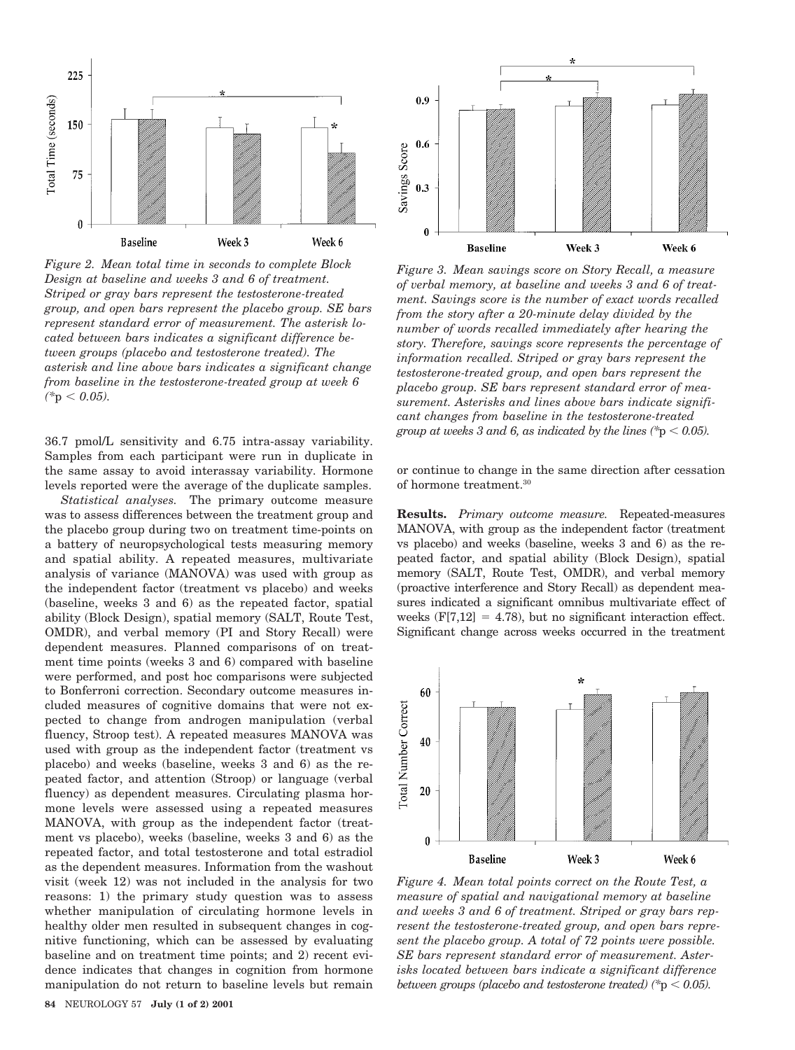*Figure 2. Mean total time in seconds to complete Block Design at baseline and weeks 3 and 6 of treatment. Striped or gray bars represent the testosterone-treated group, and open bars represent the placebo group. SE bars represent standard error of measurement. The asterisk located between bars indicates a significant difference between groups (placebo and testosterone treated). The asterisk and line above bars indicates a significant change from baseline in the testosterone-treated group at week 6 (\*$p < 0.05$).*

*Figure 3. Mean savings score on Story Recall, a measure of verbal memory, at baseline and weeks 3 and 6 of treatment. Savings score is the number of exact words recalled from the story after a 20-minute delay divided by the number of words recalled immediately after hearing the story. Therefore, savings score represents the percentage of information recalled. Striped or gray bars represent the testosterone-treated group, and open bars represent the placebo group. SE bars represent standard error of measurement. Asterisks and lines above bars indicate significant changes from baseline in the testosterone-treated group at weeks 3 and 6, as indicated by the lines (\*$p < 0.05$).*

36.7 pmol/L sensitivity and 6.75 intra-assay variability. Samples from each participant were run in duplicate in the same assay to avoid interassay variability. Hormone levels reported were the average of the duplicate samples.

*Statistical analyses.* The primary outcome measure was to assess differences between the treatment group and the placebo group during two on treatment time-points on a battery of neuropsychological tests measuring memory and spatial ability. A repeated measures, multivariate analysis of variance (MANOVA) was used with group as the independent factor (treatment vs placebo) and weeks (baseline, weeks 3 and 6) as the repeated factor, spatial ability (Block Design), spatial memory (SALT, Route Test, OMDR), and verbal memory (PI and Story Recall) were dependent measures. Planned comparisons of on treatment time points (weeks 3 and 6) compared with baseline were performed, and post hoc comparisons were subjected to Bonferroni correction. Secondary outcome measures included measures of cognitive domains that were not expected to change from androgen manipulation (verbal fluency, Stroop test). A repeated measures MANOVA was used with group as the independent factor (treatment vs placebo) and weeks (baseline, weeks 3 and 6) as the repeated factor, and attention (Stroop) or language (verbal fluency) as dependent measures. Circulating plasma hormone levels were assessed using a repeated measures MANOVA, with group as the independent factor (treatment vs placebo), weeks (baseline, weeks 3 and 6) as the repeated factor, and total testosterone and total estradiol as the dependent measures. Information from the washout visit (week 12) was not included in the analysis for two reasons: 1) the primary study question was to assess whether manipulation of circulating hormone levels in healthy older men resulted in subsequent changes in cognitive functioning, which can be assessed by evaluating baseline and on treatment time points; and 2) recent evidence indicates that changes in cognition from hormone manipulation do not return to baseline levels but remain or continue to change in the same direction after cessation of hormone treatment.[30]

**Results.** *Primary outcome measure.* Repeated-measures MANOVA, with group as the independent factor (treatment vs placebo) and weeks (baseline, weeks 3 and 6) as the repeated factor, and spatial ability (Block Design), spatial memory (SALT, Route Test, OMDR), and verbal memory (proactive interference and Story Recall) as dependent measures indicated a significant omnibus multivariate effect of weeks ($F[7,12] = 4.78$), but no significant interaction effect. Significant change across weeks occurred in the treatment

*Figure 4. Mean total points correct on the Route Test, a measure of spatial and navigational memory at baseline and weeks 3 and 6 of treatment. Striped or gray bars represent the testosterone-treated group, and open bars represent the placebo group. A total of 72 points were possible. SE bars represent standard error of measurement. Asterisks located between bars indicate a significant difference between groups (placebo and testosterone treated) (\*$p < 0.05$).*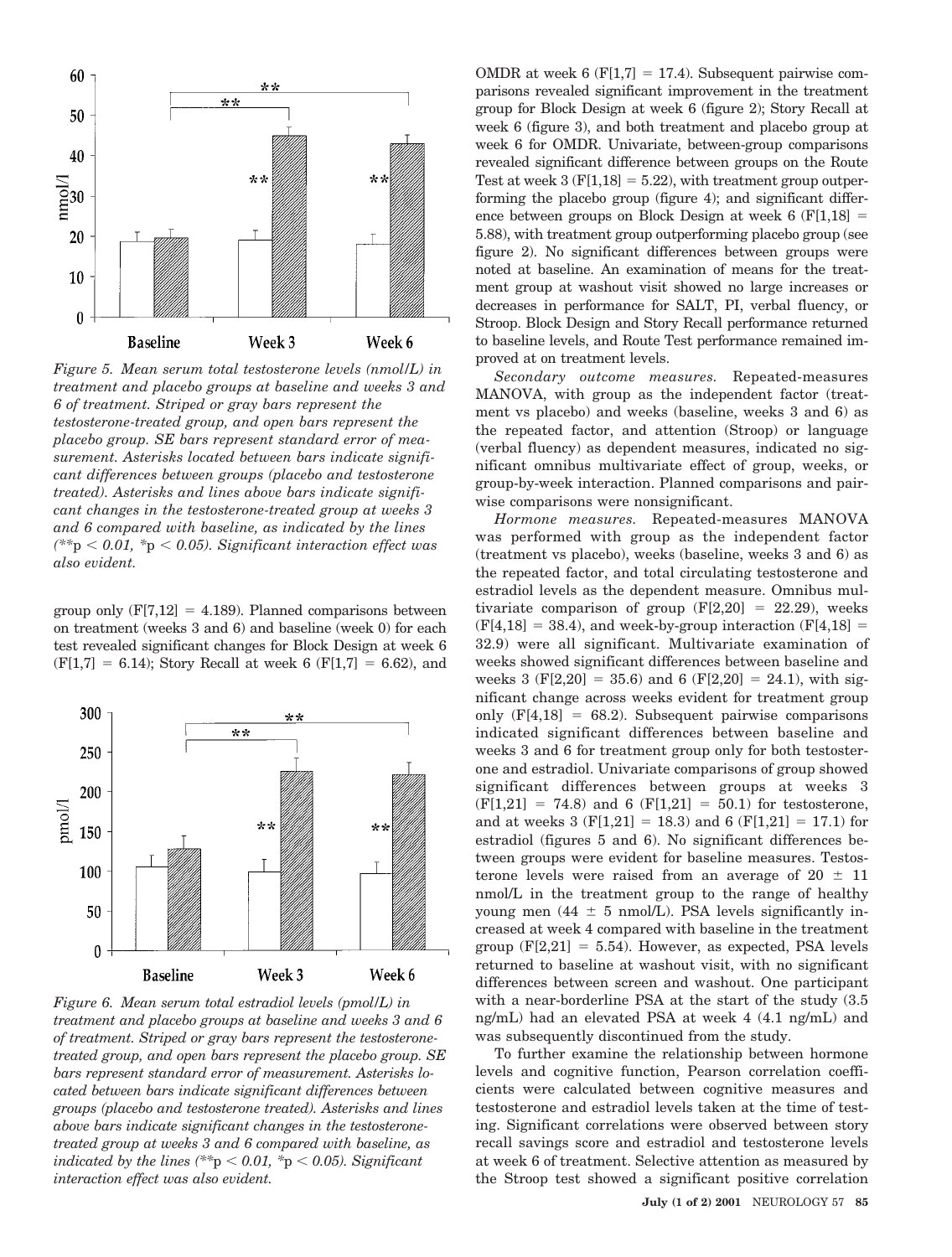*Figure 5. Mean serum total testosterone levels (nmol/L) in treatment and placebo groups at baseline and weeks 3 and 6 of treatment. Striped or gray bars represent the testosterone-treated group, and open bars represent the placebo group. SE bars represent standard error of measurement. Asterisks located between bars indicate significant differences between groups (placebo and testosterone treated). Asterisks and lines above bars indicate significant changes in the testosterone-treated group at weeks 3 and 6 compared with baseline, as indicated by the lines (**p < 0.01, *p < 0.05). Significant interaction effect was also evident.*

group only ($F[7,12] = 4.189$). Planned comparisons between on treatment (weeks 3 and 6) and baseline (week 0) for each test revealed significant changes for Block Design at week 6 ($F[1,7] = 6.14$); Story Recall at week 6 ($F[1,7] = 6.62$), and OMDR at week 6 ($F[1,7] = 17.4$). Subsequent pairwise comparisons revealed significant improvement in the treatment group for Block Design at week 6 (figure 2); Story Recall at week 6 (figure 3), and both treatment and placebo group at week 6 for OMDR. Univariate, between-group comparisons revealed significant difference between groups on the Route Test at week 3 ($F[1,18] = 5.22$), with treatment group outperforming the placebo group (figure 4); and significant difference between groups on Block Design at week 6 ($F[1,18] = 5.88$), with treatment group outperforming placebo group (see figure 2). No significant differences between groups were noted at baseline. An examination of means for the treatment group at washout visit showed no large increases or decreases in performance for SALT, PI, verbal fluency, or Stroop. Block Design and Story Recall performance returned to baseline levels, and Route Test performance remained improved at on treatment levels.

*Figure 6. Mean serum total estradiol levels (pmol/L) in treatment and placebo groups at baseline and weeks 3 and 6 of treatment. Striped or gray bars represent the testosterone-treated group, and open bars represent the placebo group. SE bars represent standard error of measurement. Asterisks located between bars indicate significant differences between groups (placebo and testosterone treated). Asterisks and lines above bars indicate significant changes in the testosterone-treated group at weeks 3 and 6 compared with baseline, as indicated by the lines (**p < 0.01, *p < 0.05). Significant interaction effect was also evident.*

*Secondary outcome measures.* Repeated-measures MANOVA, with group as the independent factor (treatment vs placebo) and weeks (baseline, weeks 3 and 6) as the repeated factor, and attention (Stroop) or language (verbal fluency) as dependent measures, indicated no significant omnibus multivariate effect of group, weeks, or group-by-week interaction. Planned comparisons and pairwise comparisons were nonsignificant.

*Hormone measures.* Repeated-measures MANOVA was performed with group as the independent factor (treatment vs placebo), weeks (baseline, weeks 3 and 6) as the repeated factor, and total circulating testosterone and estradiol levels as the dependent measure. Omnibus multivariate comparison of group ($F[2,20] = 22.29$), weeks ($F[4,18] = 38.4$), and week-by-group interaction ($F[4,18] = 32.9$) were all significant. Multivariate examination of weeks showed significant differences between baseline and weeks 3 ($F[2,20] = 35.6$) and 6 ($F[2,20] = 24.1$), with significant change across weeks evident for treatment group only ($F[4,18] = 68.2$). Subsequent pairwise comparisons indicated significant differences between baseline and weeks 3 and 6 for treatment group only for both testosterone and estradiol. Univariate comparisons of group showed significant differences between groups at weeks 3 ($F[1,21] = 74.8$) and 6 ($F[1,21] = 50.1$) for testosterone, and at weeks 3 ($F[1,21] = 18.3$) and 6 ($F[1,21] = 17.1$) for estradiol (figures 5 and 6). No significant differences between groups were evident for baseline measures. Testosterone levels were raised from an average of $20 \pm 11$ nmol/L in the treatment group to the range of healthy young men ($44 \pm 5$ nmol/L). PSA levels significantly increased at week 4 compared with baseline in the treatment group ($F[2,21] = 5.54$). However, as expected, PSA levels returned to baseline at washout visit, with no significant differences between screen and washout. One participant with a near-borderline PSA at the start of the study (3.5 ng/mL) had an elevated PSA at week 4 (4.1 ng/mL) and was subsequently discontinued from the study.

To further examine the relationship between hormone levels and cognitive function, Pearson correlation coefficients were calculated between cognitive measures and testosterone and estradiol levels taken at the time of testing. Significant correlations were observed between story recall savings score and estradiol and testosterone levels at week 6 of treatment. Selective attention as measured by the Stroop test showed a significant positive correlation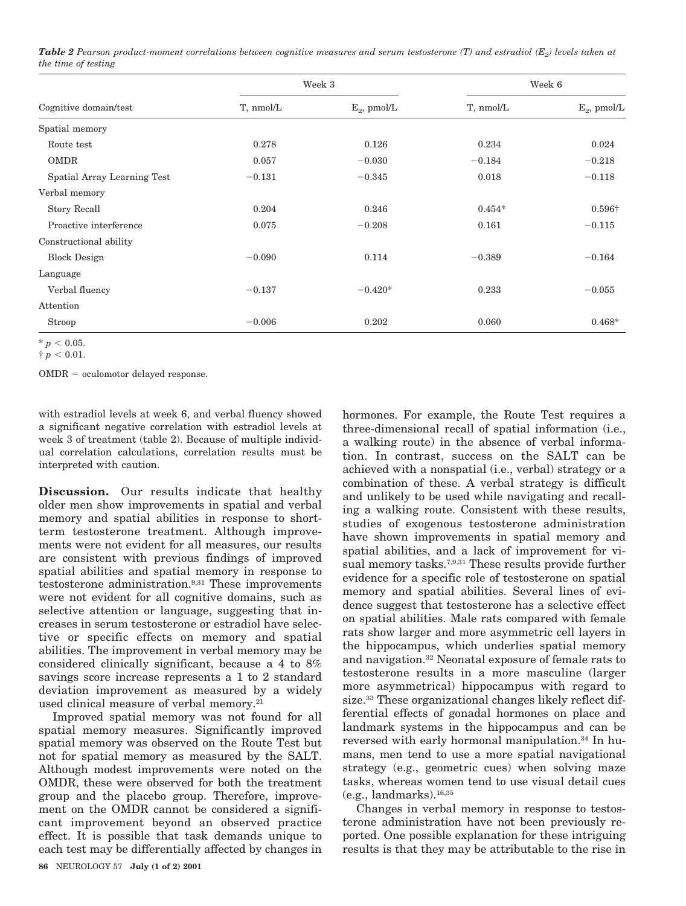***Table 2** Pearson product-moment correlations between cognitive measures and serum testosterone (T) and estradiol ($E_2$) levels taken at the time of testing*

| Cognitive domain/test | Week 3 | | Week 6 | |
|---|---|---|---|---|
| | T, nmol/L | $E_2$, pmol/L | T, nmol/L | $E_2$, pmol/L |
| Spatial memory | | | | |
| Route test | 0.278 | 0.126 | 0.234 | 0.024 |
| OMDR | 0.057 | −0.030 | −0.184 | −0.218 |
| Spatial Array Learning Test | −0.131 | −0.345 | 0.018 | −0.118 |
| Verbal memory | | | | |
| Story Recall | 0.204 | 0.246 | 0.454* | 0.596† |
| Proactive interference | 0.075 | −0.208 | 0.161 | −0.115 |
| Constructional ability | | | | |
| Block Design | −0.090 | 0.114 | −0.389 | −0.164 |
| Language | | | | |
| Verbal fluency | −0.137 | −0.420* | 0.233 | −0.055 |
| Attention | | | | |
| Stroop | −0.006 | 0.202 | 0.060 | 0.468* |

\* $p < 0.05$.

† $p < 0.01$.

OMDR = oculomotor delayed response.

with estradiol levels at week 6, and verbal fluency showed a significant negative correlation with estradiol levels at week 3 of treatment (table 2). Because of multiple individual correlation calculations, correlation results must be interpreted with caution.

**Discussion.** Our results indicate that healthy older men show improvements in spatial and verbal memory and spatial abilities in response to short-term testosterone treatment. Although improvements were not evident for all measures, our results are consistent with previous findings of improved spatial abilities and spatial memory in response to testosterone administration.[9,31] These improvements were not evident for all cognitive domains, such as selective attention or language, suggesting that increases in serum testosterone or estradiol have selective or specific effects on memory and spatial abilities. The improvement in verbal memory may be considered clinically significant, because a 4 to 8% savings score increase represents a 1 to 2 standard deviation improvement as measured by a widely used clinical measure of verbal memory.[21]

Improved spatial memory was not found for all spatial memory measures. Significantly improved spatial memory was observed on the Route Test but not for spatial memory as measured by the SALT. Although modest improvements were noted on the OMDR, these were observed for both the treatment group and the placebo group. Therefore, improvement on the OMDR cannot be considered a significant improvement beyond an observed practice effect. It is possible that task demands unique to each test may be differentially affected by changes in hormones. For example, the Route Test requires a three-dimensional recall of spatial information (i.e., a walking route) in the absence of verbal information. In contrast, success on the SALT can be achieved with a nonspatial (i.e., verbal) strategy or a combination of these. A verbal strategy is difficult and unlikely to be used while navigating and recalling a walking route. Consistent with these results, studies of exogenous testosterone administration have shown improvements in spatial memory and spatial abilities, and a lack of improvement for visual memory tasks.[7,9,31] These results provide further evidence for a specific role of testosterone on spatial memory and spatial abilities. Several lines of evidence suggest that testosterone has a selective effect on spatial abilities. Male rats compared with female rats show larger and more asymmetric cell layers in the hippocampus, which underlies spatial memory and navigation.[32] Neonatal exposure of female rats to testosterone results in a more masculine (larger more asymmetrical) hippocampus with regard to size.[33] These organizational changes likely reflect differential effects of gonadal hormones on place and landmark systems in the hippocampus and can be reversed with early hormonal manipulation.[34] In humans, men tend to use a more spatial navigational strategy (e.g., geometric cues) when solving maze tasks, whereas women tend to use visual detail cues (e.g., landmarks).[16,35]

Changes in verbal memory in response to testosterone administration have not been previously reported. One possible explanation for these intriguing results is that they may be attributable to the rise in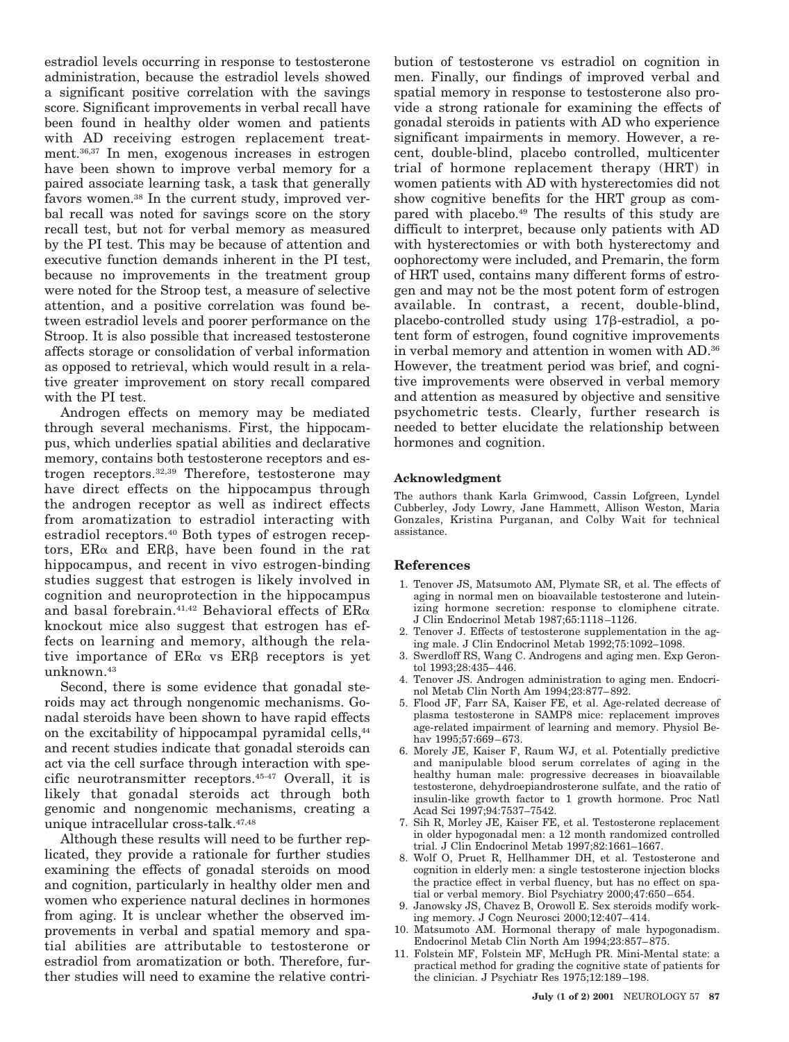estradiol levels occurring in response to testosterone administration, because the estradiol levels showed a significant positive correlation with the savings score. Significant improvements in verbal recall have been found in healthy older women and patients with AD receiving estrogen replacement treatment.[36,37] In men, exogenous increases in estrogen have been shown to improve verbal memory for a paired associate learning task, a task that generally favors women.[38] In the current study, improved verbal recall was noted for savings score on the story recall test, but not for verbal memory as measured by the PI test. This may be because of attention and executive function demands inherent in the PI test, because no improvements in the treatment group were noted for the Stroop test, a measure of selective attention, and a positive correlation was found between estradiol levels and poorer performance on the Stroop. It is also possible that increased testosterone affects storage or consolidation of verbal information as opposed to retrieval, which would result in a relative greater improvement on story recall compared with the PI test.

Androgen effects on memory may be mediated through several mechanisms. First, the hippocampus, which underlies spatial abilities and declarative memory, contains both testosterone receptors and estrogen receptors.[32,39] Therefore, testosterone may have direct effects on the hippocampus through the androgen receptor as well as indirect effects from aromatization to estradiol interacting with estradiol receptors.[40] Both types of estrogen receptors, ER$\alpha$ and ER$\beta$, have been found in the rat hippocampus, and recent in vivo estrogen-binding studies suggest that estrogen is likely involved in cognition and neuroprotection in the hippocampus and basal forebrain.[41,42] Behavioral effects of ER$\alpha$ knockout mice also suggest that estrogen has effects on learning and memory, although the relative importance of ER$\alpha$ vs ER$\beta$ receptors is yet unknown.[43]

Second, there is some evidence that gonadal steroids may act through nongenomic mechanisms. Gonadal steroids have been shown to have rapid effects on the excitability of hippocampal pyramidal cells,[44] and recent studies indicate that gonadal steroids can act via the cell surface through interaction with specific neurotransmitter receptors.[45-47] Overall, it is likely that gonadal steroids act through both genomic and nongenomic mechanisms, creating a unique intracellular cross-talk.[47,48]

Although these results will need to be further replicated, they provide a rationale for further studies examining the effects of gonadal steroids on mood and cognition, particularly in healthy older men and women who experience natural declines in hormones from aging. It is unclear whether the observed improvements in verbal and spatial memory and spatial abilities are attributable to testosterone or estradiol from aromatization or both. Therefore, further studies will need to examine the relative contribution of testosterone vs estradiol on cognition in men. Finally, our findings of improved verbal and spatial memory in response to testosterone also provide a strong rationale for examining the effects of gonadal steroids in patients with AD who experience significant impairments in memory. However, a recent, double-blind, placebo controlled multicenter trial of hormone replacement therapy (HRT) in women patients with AD with hysterectomies did not show cognitive benefits for the HRT group as compared with placebo.[49] The results of this study are difficult to interpret, because only patients with AD with hysterectomies or with both hysterectomy and oophorectomy were included, and Premarin, the form of HRT used, contains many different forms of estrogen and may not be the most potent form of estrogen available. In contrast, a recent, double-blind, placebo-controlled study using 17$\beta$-estradiol, a potent form of estrogen, found cognitive improvements in verbal memory and attention in women with AD.[36] However, the treatment period was brief, and cognitive improvements were observed in verbal memory and attention as measured by objective and sensitive psychometric tests. Clearly, further research is needed to better elucidate the relationship between hormones and cognition.

#### Acknowledgment

The authors thank Karla Grimwood, Cassin Lofgreen, Lyndel Cubberley, Jody Lowry, Jane Hammett, Allison Weston, Maria Gonzales, Kristina Purganan, and Colby Wait for technical assistance.

## References

1. Tenover JS, Matsumoto AM, Plymate SR, et al. The effects of aging in normal men on bioavailable testosterone and luteinizing hormone secretion: response to clomiphene citrate. J Clin Endocrinol Metab 1987;65:1118–1126.
2. Tenover J. Effects of testosterone supplementation in the aging male. J Clin Endocrinol Metab 1992;75:1092–1098.
3. Swerdloff RS, Wang C. Androgens and aging men. Exp Gerontol 1993;28:435–446.
4. Tenover JS. Androgen administration to aging men. Endocrinol Metab Clin North Am 1994;23:877–892.
5. Flood JF, Farr SA, Kaiser FE, et al. Age-related decrease of plasma testosterone in SAMP8 mice: replacement improves age-related impairment of learning and memory. Physiol Behav 1995;57:669–673.
6. Morely JE, Kaiser F, Raum WJ, et al. Potentially predictive and manipulable blood serum correlates of aging in the healthy human male: progressive decreases in bioavailable testosterone, dehydroepiandrosterone sulfate, and the ratio of insulin-like growth factor to 1 growth hormone. Proc Natl Acad Sci 1997;94:7537–7542.
7. Sih R, Morley JE, Kaiser FE, et al. Testosterone replacement in older hypogonadal men: a 12 month randomized controlled trial. J Clin Endocrinol Metab 1997;82:1661–1667.
8. Wolf O, Pruet R, Hellhammer DH, et al. Testosterone and cognition in elderly men: a single testosterone injection blocks the practice effect in verbal fluency, but has no effect on spatial or verbal memory. Biol Psychiatry 2000;47:650–654.
9. Janowsky JS, Chavez B, Orowoll E. Sex steroids modify working memory. J Cogn Neurosci 2000;12:407–414.
10. Matsumoto AM. Hormonal therapy of male hypogonadism. Endocrinol Metab Clin North Am 1994;23:857–875.
11. Folstein MF, Folstein MF, McHugh PR. Mini-Mental state: a practical method for grading the cognitive state of patients for the clinician. J Psychiatr Res 1975;12:189–198.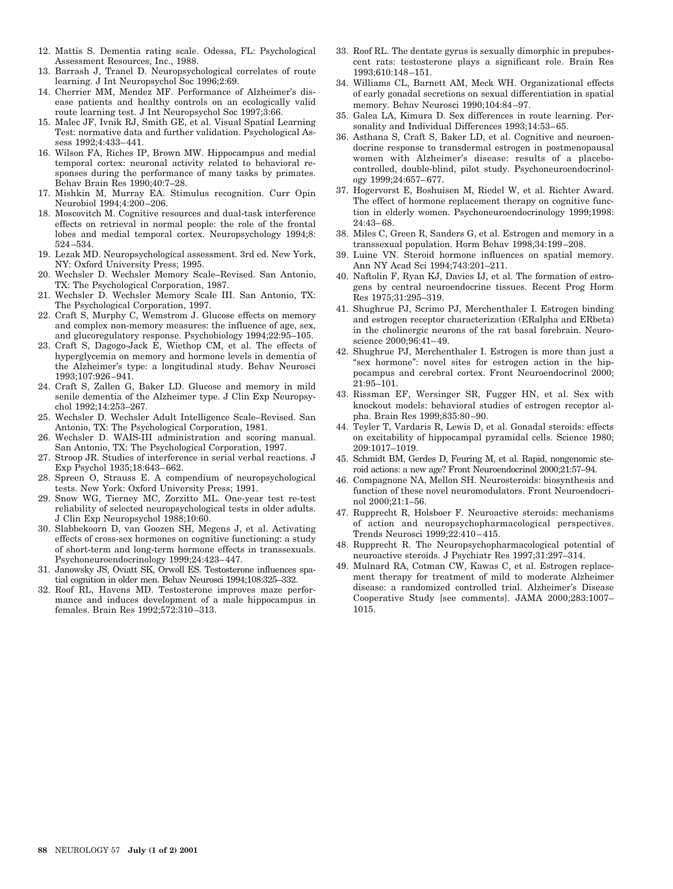12. Mattis S. Dementia rating scale. Odessa, FL: Psychological Assessment Resources, Inc., 1988.
13. Barrash J, Tranel D. Neuropsychological correlates of route learning. J Int Neuropsychol Soc 1996;2:69.
14. Cherrier MM, Mendez MF. Performance of Alzheimer's disease patients and healthy controls on an ecologically valid route learning test. J Int Neuropsychol Soc 1997;3:66.
15. Malec JF, Ivnik RJ, Smith GE, et al. Visual Spatial Learning Test: normative data and further validation. Psychological Assess 1992;4:433–441.
16. Wilson FA, Riches IP, Brown MW. Hippocampus and medial temporal cortex: neuronal activity related to behavioral responses during the performance of many tasks by primates. Behav Brain Res 1990;40:7–28.
17. Mishkin M, Murray EA. Stimulus recognition. Curr Opin Neurobiol 1994;4:200–206.
18. Moscovitch M. Cognitive resources and dual-task interference effects on retrieval in normal people: the role of the frontal lobes and medial temporal cortex. Neuropsychology 1994;8: 524–534.
19. Lezak MD. Neuropsychological assessment. 3rd ed. New York, NY: Oxford University Press; 1995.
20. Wechsler D. Wechsler Memory Scale–Revised. San Antonio, TX: The Psychological Corporation, 1987.
21. Wechsler D. Wechsler Memory Scale III. San Antonio, TX: The Psychological Corporation, 1997.
22. Craft S, Murphy C, Wemstrom J. Glucose effects on memory and complex non-memory measures: the influence of age, sex, and glucoregulatory response. Psychobiology 1994;22:95–105.
23. Craft S, Dagogo-Jack E, Wiethop CM, et al. The effects of hyperglycemia on memory and hormone levels in dementia of the Alzheimer's type: a longitudinal study. Behav Neurosci 1993;107:926–941.
24. Craft S, Zallen G, Baker LD. Glucose and memory in mild senile dementia of the Alzheimer type. J Clin Exp Neuropsychol 1992;14:253–267.
25. Wechsler D. Wechsler Adult Intelligence Scale–Revised. San Antonio, TX: The Psychological Corporation, 1981.
26. Wechsler D. WAIS-III administration and scoring manual. San Antonio, TX: The Psychological Corporation, 1997.
27. Stroop JR. Studies of interference in serial verbal reactions. J Exp Psychol 1935;18:643–662.
28. Spreen O, Strauss E. A compendium of neuropsychological tests. New York: Oxford University Press; 1991.
29. Snow WG, Tierney MC, Zorzitto ML. One-year test re-test reliability of selected neuropsychological tests in older adults. J Clin Exp Neuropsychol 1988;10:60.
30. Slabbekoorn D, van Goozen SH, Megens J, et al. Activating effects of cross-sex hormones on cognitive functioning: a study of short-term and long-term hormone effects in transsexuals. Psychoneuroendocrinology 1999;24:423–447.
31. Janowsky JS, Oviatt SK, Orwoll ES. Testosterone influences spatial cognition in older men. Behav Neurosci 1994;108:325–332.
32. Roof RL, Havens MD. Testosterone improves maze performance and induces development of a male hippocampus in females. Brain Res 1992;572:310–313.
33. Roof RL. The dentate gyrus is sexually dimorphic in prepubescent rats: testosterone plays a significant role. Brain Res 1993;610:148–151.
34. Williams CL, Barnett AM, Meck WH. Organizational effects of early gonadal secretions on sexual differentiation in spatial memory. Behav Neurosci 1990;104:84–97.
35. Galea LA, Kimura D. Sex differences in route learning. Personality and Individual Differences 1993;14:53–65.
36. Asthana S, Craft S, Baker LD, et al. Cognitive and neuroendocrine response to transdermal estrogen in postmenopausal women with Alzheimer's disease: results of a placebo-controlled, double-blind, pilot study. Psychoneuroendocrinology 1999;24:657–677.
37. Hogervorst E, Boshuisen M, Riedel W, et al. Richter Award. The effect of hormone replacement therapy on cognitive function in elderly women. Psychoneuroendocrinology 1999;1998: 24:43–68.
38. Miles C, Green R, Sanders G, et al. Estrogen and memory in a transsexual population. Horm Behav 1998;34:199–208.
39. Luine VN. Steroid hormone influences on spatial memory. Ann NY Acad Sci 1994;743:201–211.
40. Naftolin F, Ryan KJ, Davies IJ, et al. The formation of estrogens by central neuroendocrine tissues. Recent Prog Horm Res 1975;31:295–319.
41. Shughrue PJ, Scrimo PJ, Merchenthaler I. Estrogen binding and estrogen receptor characterization (ERalpha and ERbeta) in the cholinergic neurons of the rat basal forebrain. Neuroscience 2000;96:41–49.
42. Shughrue PJ, Merchenthaler I. Estrogen is more than just a "sex hormone": novel sites for estrogen action in the hippocampus and cerebral cortex. Front Neuroendocrinol 2000; 21:95–101.
43. Rissman EF, Wersinger SR, Fugger HN, et al. Sex with knockout models: behavioral studies of estrogen receptor alpha. Brain Res 1999;835:80–90.
44. Teyler T, Vardaris R, Lewis D, et al. Gonadal steroids: effects on excitability of hippocampal pyramidal cells. Science 1980; 209:1017–1019.
45. Schmidt BM, Gerdes D, Feuring M, et al. Rapid, nongenomic steroid actions: a new age? Front Neuroendocrinol 2000;21:57–94.
46. Compagnone NA, Mellon SH. Neurosteroids: biosynthesis and function of these novel neuromodulators. Front Neuroendocrinol 2000;21:1–56.
47. Rupprecht R, Holsboer F. Neuroactive steroids: mechanisms of action and neuropsychopharmacological perspectives. Trends Neurosci 1999;22:410–415.
48. Rupprecht R. The Neuropsychopharmacological potential of neuroactive steroids. J Psychiatr Res 1997;31:297–314.
49. Mulnard RA, Cotman CW, Kawas C, et al. Estrogen replacement therapy for treatment of mild to moderate Alzheimer disease: a randomized controlled trial. Alzheimer's Disease Cooperative Study [see comments]. JAMA 2000;283:1007–1015.